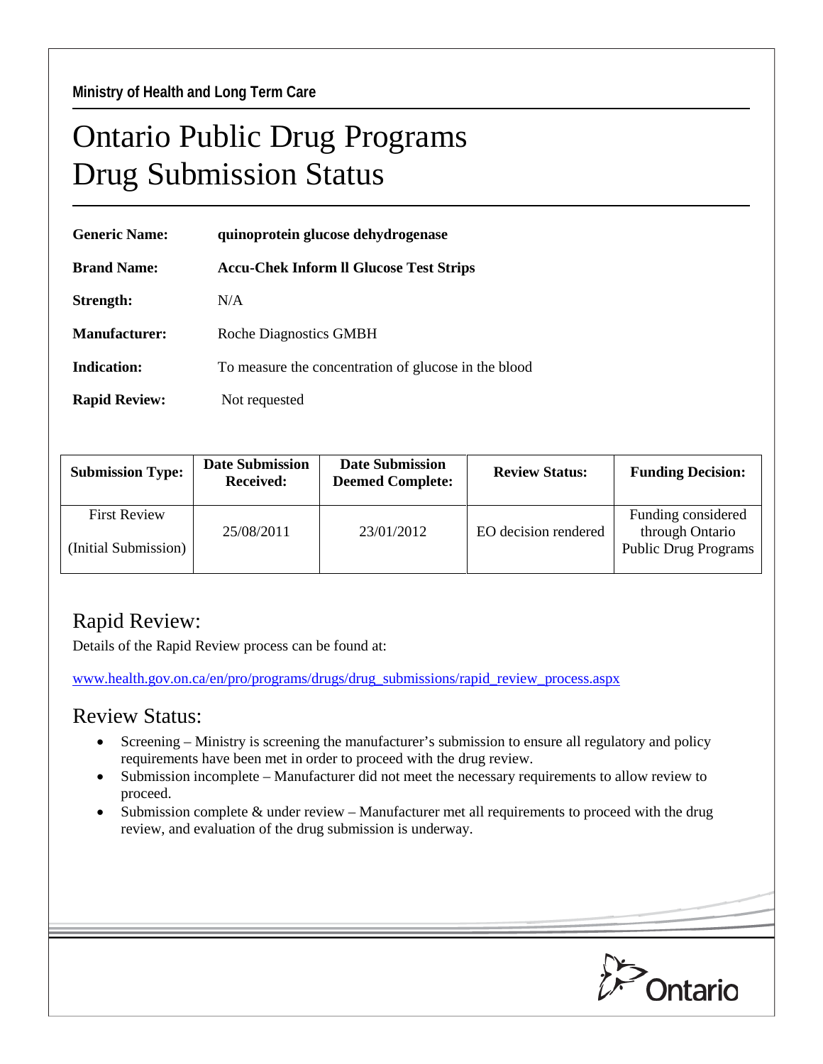Ministry of Health and Long Term Care

# Ontario Public Drug Programs
# Drug Submission Status

**Generic Name:** **quinoprotein glucose dehydrogenase**

**Brand Name:** **Accu-Chek Inform ll Glucose Test Strips**

**Strength:** N/A

**Manufacturer:** Roche Diagnostics GMBH

**Indication:** To measure the concentration of glucose in the blood

**Rapid Review:** Not requested

| Submission Type: | Date Submission Received: | Date Submission Deemed Complete: | Review Status: | Funding Decision: |
|---|---|---|---|---|
| First Review (Initial Submission) | 25/08/2011 | 23/01/2012 | EO decision rendered | Funding considered through Ontario Public Drug Programs |

## Rapid Review:

Details of the Rapid Review process can be found at:

www.health.gov.on.ca/en/pro/programs/drugs/drug_submissions/rapid_review_process.aspx

## Review Status:

- Screening – Ministry is screening the manufacturer's submission to ensure all regulatory and policy requirements have been met in order to proceed with the drug review.
- Submission incomplete – Manufacturer did not meet the necessary requirements to allow review to proceed.
- Submission complete & under review – Manufacturer met all requirements to proceed with the drug review, and evaluation of the drug submission is underway.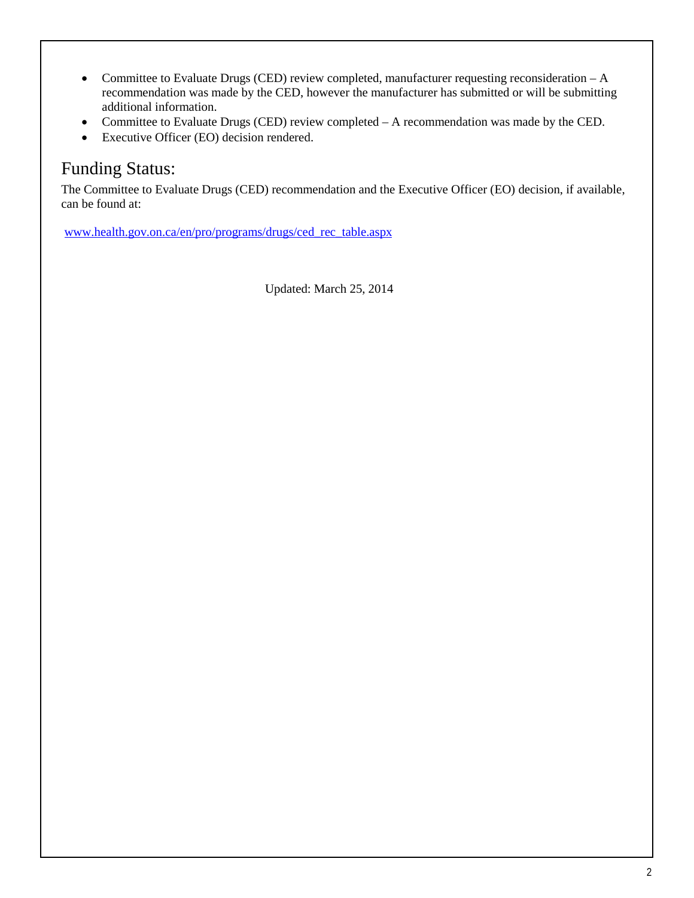- Committee to Evaluate Drugs (CED) review completed, manufacturer requesting reconsideration – A recommendation was made by the CED, however the manufacturer has submitted or will be submitting additional information.
- Committee to Evaluate Drugs (CED) review completed – A recommendation was made by the CED.
- Executive Officer (EO) decision rendered.

## Funding Status:

The Committee to Evaluate Drugs (CED) recommendation and the Executive Officer (EO) decision, if available, can be found at:

www.health.gov.on.ca/en/pro/programs/drugs/ced_rec_table.aspx

Updated: March 25, 2014